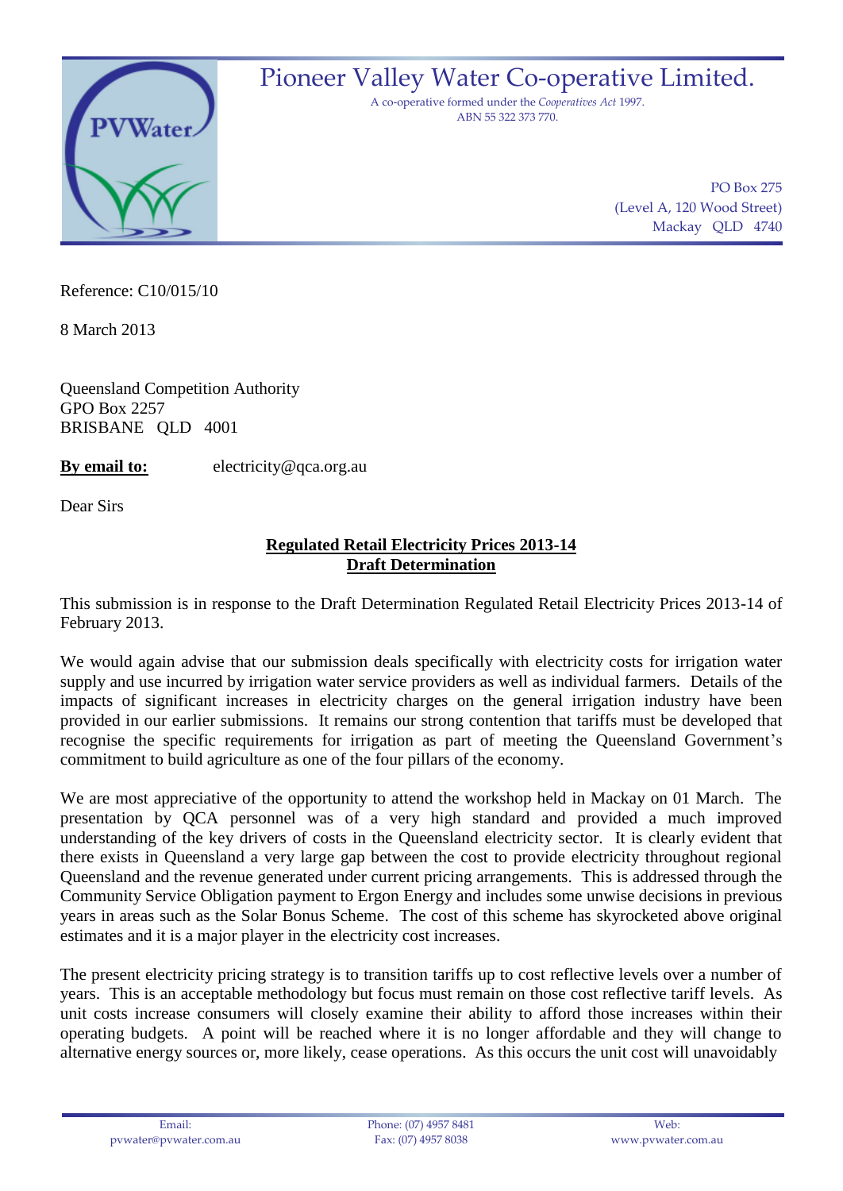# Pioneer Valley Water Co-operative Limited.

A co-operative formed under the *Cooperatives Act* 1997.
ABN 55 322 373 770.

PO Box 275
(Level A, 120 Wood Street)
Mackay QLD 4740

Reference: C10/015/10

8 March 2013

Queensland Competition Authority
GPO Box 2257
BRISBANE QLD 4001

**By email to:** electricity@qca.org.au

Dear Sirs

**Regulated Retail Electricity Prices 2013-14**
**Draft Determination**

This submission is in response to the Draft Determination Regulated Retail Electricity Prices 2013-14 of February 2013.

We would again advise that our submission deals specifically with electricity costs for irrigation water supply and use incurred by irrigation water service providers as well as individual farmers. Details of the impacts of significant increases in electricity charges on the general irrigation industry have been provided in our earlier submissions. It remains our strong contention that tariffs must be developed that recognise the specific requirements for irrigation as part of meeting the Queensland Government's commitment to build agriculture as one of the four pillars of the economy.

We are most appreciative of the opportunity to attend the workshop held in Mackay on 01 March. The presentation by QCA personnel was of a very high standard and provided a much improved understanding of the key drivers of costs in the Queensland electricity sector. It is clearly evident that there exists in Queensland a very large gap between the cost to provide electricity throughout regional Queensland and the revenue generated under current pricing arrangements. This is addressed through the Community Service Obligation payment to Ergon Energy and includes some unwise decisions in previous years in areas such as the Solar Bonus Scheme. The cost of this scheme has skyrocketed above original estimates and it is a major player in the electricity cost increases.

The present electricity pricing strategy is to transition tariffs up to cost reflective levels over a number of years. This is an acceptable methodology but focus must remain on those cost reflective tariff levels. As unit costs increase consumers will closely examine their ability to afford those increases within their operating budgets. A point will be reached where it is no longer affordable and they will change to alternative energy sources or, more likely, cease operations. As this occurs the unit cost will unavoidably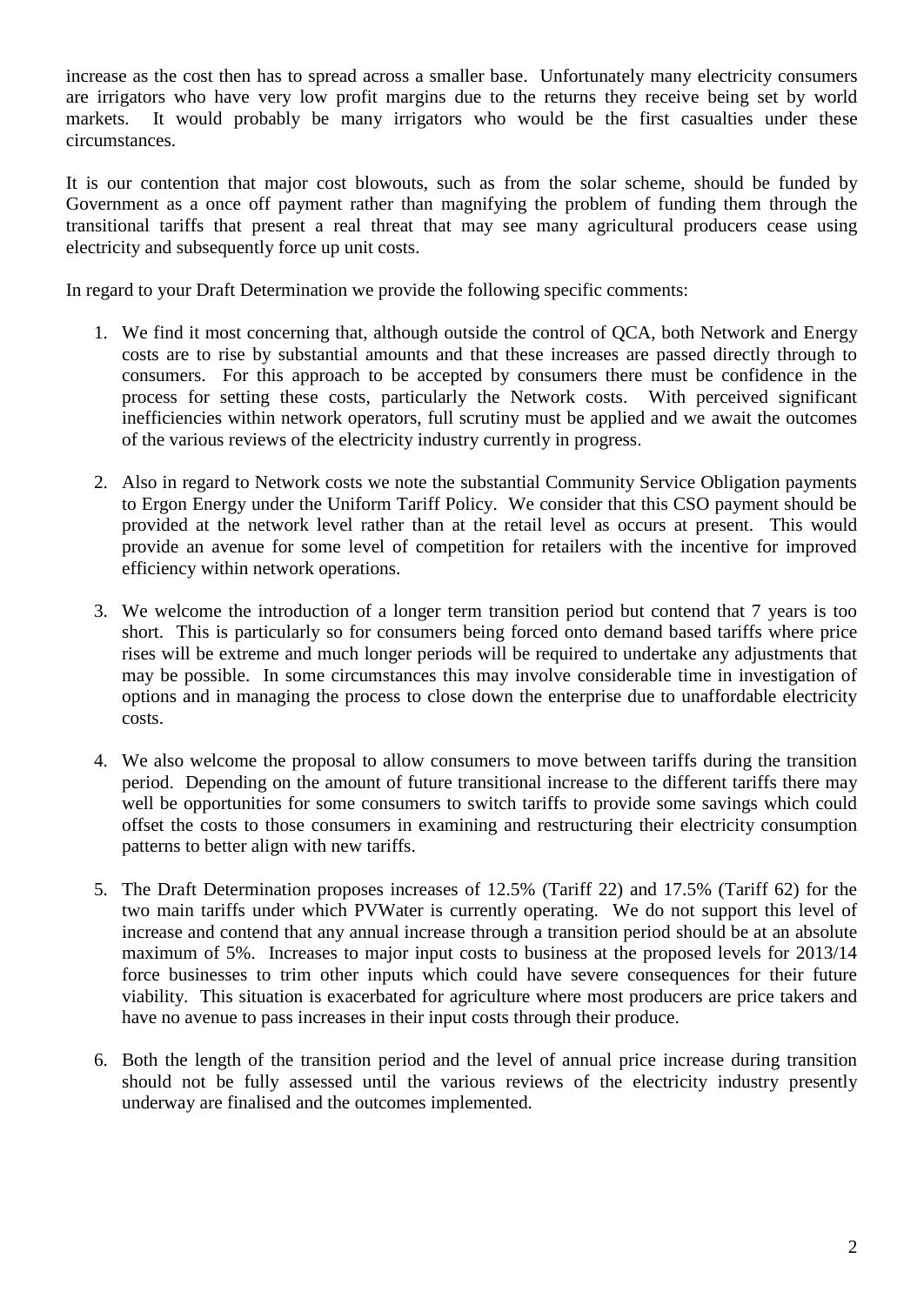increase as the cost then has to spread across a smaller base. Unfortunately many electricity consumers are irrigators who have very low profit margins due to the returns they receive being set by world markets. It would probably be many irrigators who would be the first casualties under these circumstances.

It is our contention that major cost blowouts, such as from the solar scheme, should be funded by Government as a once off payment rather than magnifying the problem of funding them through the transitional tariffs that present a real threat that may see many agricultural producers cease using electricity and subsequently force up unit costs.

In regard to your Draft Determination we provide the following specific comments:

1. We find it most concerning that, although outside the control of QCA, both Network and Energy costs are to rise by substantial amounts and that these increases are passed directly through to consumers. For this approach to be accepted by consumers there must be confidence in the process for setting these costs, particularly the Network costs. With perceived significant inefficiencies within network operators, full scrutiny must be applied and we await the outcomes of the various reviews of the electricity industry currently in progress.

2. Also in regard to Network costs we note the substantial Community Service Obligation payments to Ergon Energy under the Uniform Tariff Policy. We consider that this CSO payment should be provided at the network level rather than at the retail level as occurs at present. This would provide an avenue for some level of competition for retailers with the incentive for improved efficiency within network operations.

3. We welcome the introduction of a longer term transition period but contend that 7 years is too short. This is particularly so for consumers being forced onto demand based tariffs where price rises will be extreme and much longer periods will be required to undertake any adjustments that may be possible. In some circumstances this may involve considerable time in investigation of options and in managing the process to close down the enterprise due to unaffordable electricity costs.

4. We also welcome the proposal to allow consumers to move between tariffs during the transition period. Depending on the amount of future transitional increase to the different tariffs there may well be opportunities for some consumers to switch tariffs to provide some savings which could offset the costs to those consumers in examining and restructuring their electricity consumption patterns to better align with new tariffs.

5. The Draft Determination proposes increases of 12.5% (Tariff 22) and 17.5% (Tariff 62) for the two main tariffs under which PVWater is currently operating. We do not support this level of increase and contend that any annual increase through a transition period should be at an absolute maximum of 5%. Increases to major input costs to business at the proposed levels for 2013/14 force businesses to trim other inputs which could have severe consequences for their future viability. This situation is exacerbated for agriculture where most producers are price takers and have no avenue to pass increases in their input costs through their produce.

6. Both the length of the transition period and the level of annual price increase during transition should not be fully assessed until the various reviews of the electricity industry presently underway are finalised and the outcomes implemented.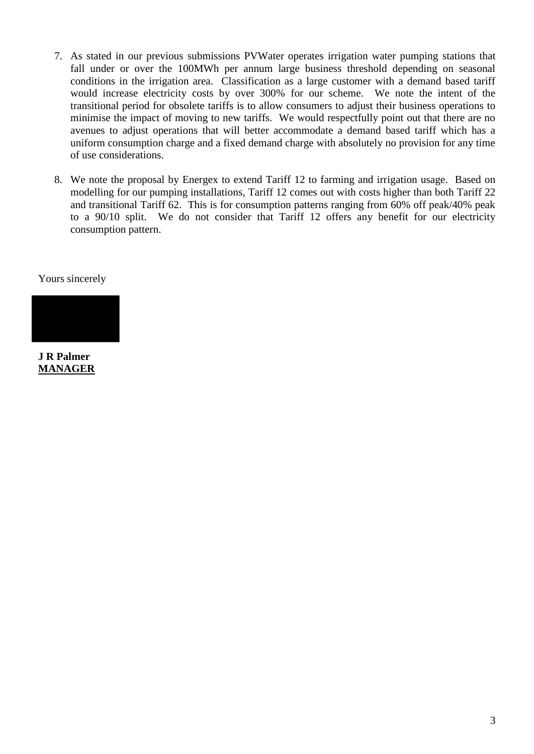7. As stated in our previous submissions PVWater operates irrigation water pumping stations that fall under or over the 100MWh per annum large business threshold depending on seasonal conditions in the irrigation area. Classification as a large customer with a demand based tariff would increase electricity costs by over 300% for our scheme. We note the intent of the transitional period for obsolete tariffs is to allow consumers to adjust their business operations to minimise the impact of moving to new tariffs. We would respectfully point out that there are no avenues to adjust operations that will better accommodate a demand based tariff which has a uniform consumption charge and a fixed demand charge with absolutely no provision for any time of use considerations.

8. We note the proposal by Energex to extend Tariff 12 to farming and irrigation usage. Based on modelling for our pumping installations, Tariff 12 comes out with costs higher than both Tariff 22 and transitional Tariff 62. This is for consumption patterns ranging from 60% off peak/40% peak to a 90/10 split. We do not consider that Tariff 12 offers any benefit for our electricity consumption pattern.

Yours sincerely

**J R Palmer**
**MANAGER**